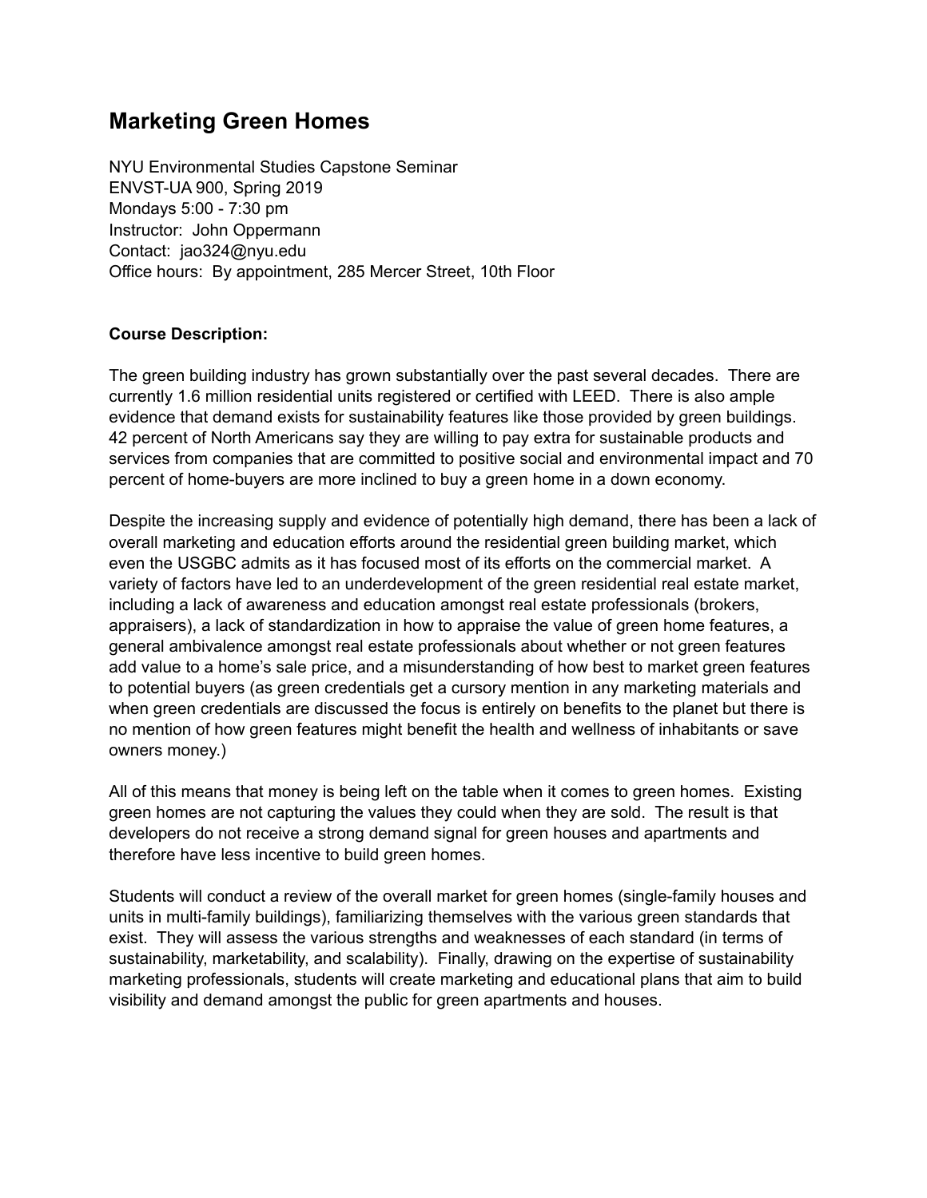# Marketing Green Homes

NYU Environmental Studies Capstone Seminar
ENVST-UA 900, Spring 2019
Mondays 5:00 - 7:30 pm
Instructor: John Oppermann
Contact: jao324@nyu.edu
Office hours: By appointment, 285 Mercer Street, 10th Floor

**Course Description:**

The green building industry has grown substantially over the past several decades. There are currently 1.6 million residential units registered or certified with LEED. There is also ample evidence that demand exists for sustainability features like those provided by green buildings. 42 percent of North Americans say they are willing to pay extra for sustainable products and services from companies that are committed to positive social and environmental impact and 70 percent of home-buyers are more inclined to buy a green home in a down economy.

Despite the increasing supply and evidence of potentially high demand, there has been a lack of overall marketing and education efforts around the residential green building market, which even the USGBC admits as it has focused most of its efforts on the commercial market. A variety of factors have led to an underdevelopment of the green residential real estate market, including a lack of awareness and education amongst real estate professionals (brokers, appraisers), a lack of standardization in how to appraise the value of green home features, a general ambivalence amongst real estate professionals about whether or not green features add value to a home's sale price, and a misunderstanding of how best to market green features to potential buyers (as green credentials get a cursory mention in any marketing materials and when green credentials are discussed the focus is entirely on benefits to the planet but there is no mention of how green features might benefit the health and wellness of inhabitants or save owners money.)

All of this means that money is being left on the table when it comes to green homes. Existing green homes are not capturing the values they could when they are sold. The result is that developers do not receive a strong demand signal for green houses and apartments and therefore have less incentive to build green homes.

Students will conduct a review of the overall market for green homes (single-family houses and units in multi-family buildings), familiarizing themselves with the various green standards that exist. They will assess the various strengths and weaknesses of each standard (in terms of sustainability, marketability, and scalability). Finally, drawing on the expertise of sustainability marketing professionals, students will create marketing and educational plans that aim to build visibility and demand amongst the public for green apartments and houses.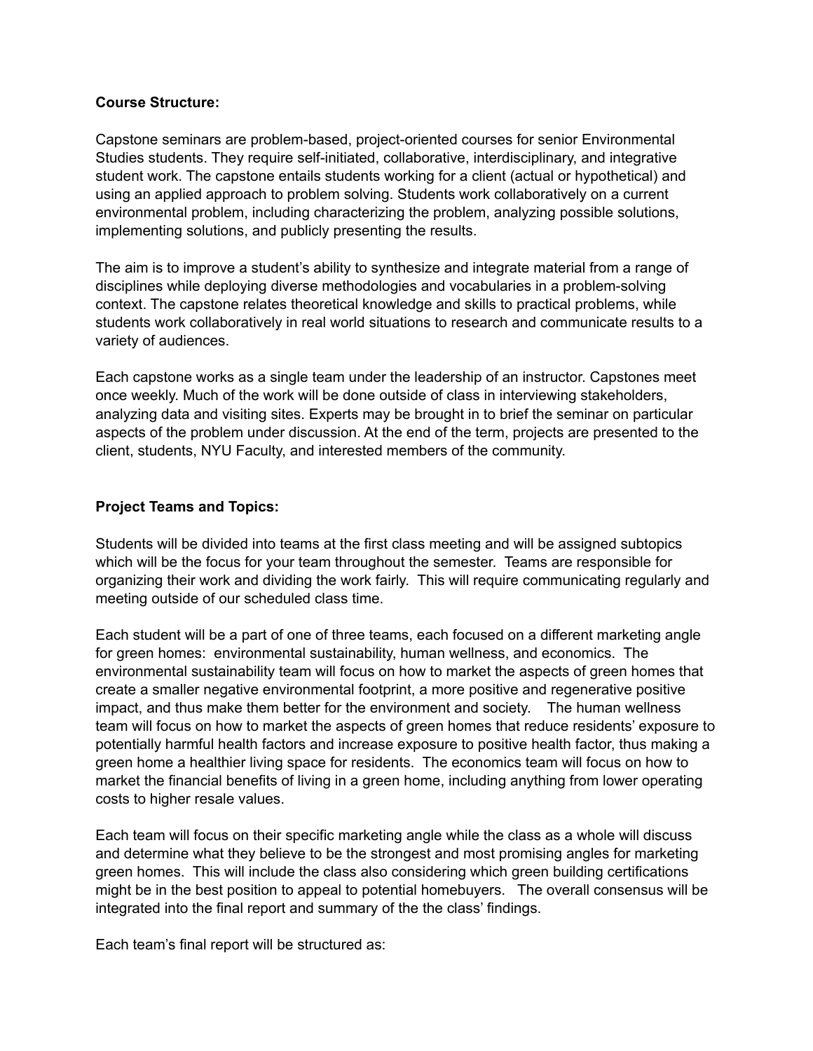**Course Structure:**

Capstone seminars are problem-based, project-oriented courses for senior Environmental Studies students. They require self-initiated, collaborative, interdisciplinary, and integrative student work. The capstone entails students working for a client (actual or hypothetical) and using an applied approach to problem solving. Students work collaboratively on a current environmental problem, including characterizing the problem, analyzing possible solutions, implementing solutions, and publicly presenting the results.

The aim is to improve a student's ability to synthesize and integrate material from a range of disciplines while deploying diverse methodologies and vocabularies in a problem-solving context. The capstone relates theoretical knowledge and skills to practical problems, while students work collaboratively in real world situations to research and communicate results to a variety of audiences.

Each capstone works as a single team under the leadership of an instructor. Capstones meet once weekly. Much of the work will be done outside of class in interviewing stakeholders, analyzing data and visiting sites. Experts may be brought in to brief the seminar on particular aspects of the problem under discussion. At the end of the term, projects are presented to the client, students, NYU Faculty, and interested members of the community.

**Project Teams and Topics:**

Students will be divided into teams at the first class meeting and will be assigned subtopics which will be the focus for your team throughout the semester. Teams are responsible for organizing their work and dividing the work fairly. This will require communicating regularly and meeting outside of our scheduled class time.

Each student will be a part of one of three teams, each focused on a different marketing angle for green homes: environmental sustainability, human wellness, and economics. The environmental sustainability team will focus on how to market the aspects of green homes that create a smaller negative environmental footprint, a more positive and regenerative positive impact, and thus make them better for the environment and society. The human wellness team will focus on how to market the aspects of green homes that reduce residents' exposure to potentially harmful health factors and increase exposure to positive health factor, thus making a green home a healthier living space for residents. The economics team will focus on how to market the financial benefits of living in a green home, including anything from lower operating costs to higher resale values.

Each team will focus on their specific marketing angle while the class as a whole will discuss and determine what they believe to be the strongest and most promising angles for marketing green homes. This will include the class also considering which green building certifications might be in the best position to appeal to potential homebuyers. The overall consensus will be integrated into the final report and summary of the the class' findings.

Each team's final report will be structured as: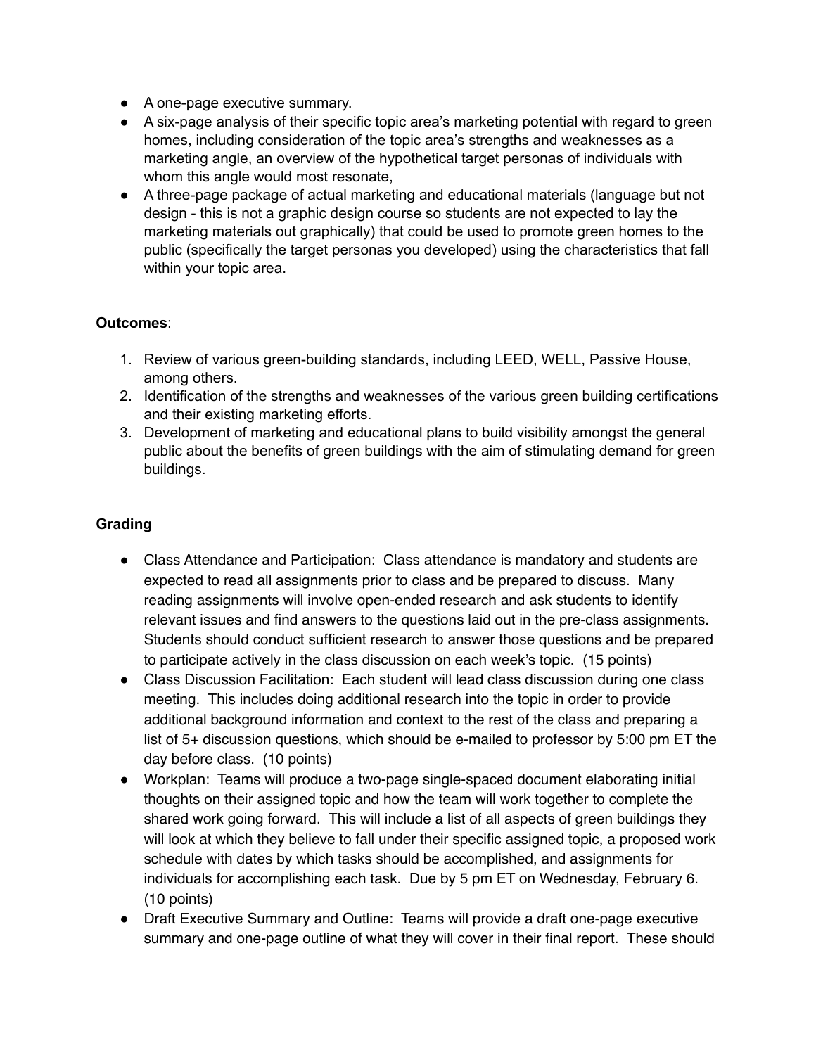- A one-page executive summary.
- A six-page analysis of their specific topic area's marketing potential with regard to green homes, including consideration of the topic area's strengths and weaknesses as a marketing angle, an overview of the hypothetical target personas of individuals with whom this angle would most resonate,
- A three-page package of actual marketing and educational materials (language but not design - this is not a graphic design course so students are not expected to lay the marketing materials out graphically) that could be used to promote green homes to the public (specifically the target personas you developed) using the characteristics that fall within your topic area.

**Outcomes**:

1. Review of various green-building standards, including LEED, WELL, Passive House, among others.
2. Identification of the strengths and weaknesses of the various green building certifications and their existing marketing efforts.
3. Development of marketing and educational plans to build visibility amongst the general public about the benefits of green buildings with the aim of stimulating demand for green buildings.

**Grading**

- Class Attendance and Participation: Class attendance is mandatory and students are expected to read all assignments prior to class and be prepared to discuss. Many reading assignments will involve open-ended research and ask students to identify relevant issues and find answers to the questions laid out in the pre-class assignments. Students should conduct sufficient research to answer those questions and be prepared to participate actively in the class discussion on each week's topic. (15 points)
- Class Discussion Facilitation: Each student will lead class discussion during one class meeting. This includes doing additional research into the topic in order to provide additional background information and context to the rest of the class and preparing a list of 5+ discussion questions, which should be e-mailed to professor by 5:00 pm ET the day before class. (10 points)
- Workplan: Teams will produce a two-page single-spaced document elaborating initial thoughts on their assigned topic and how the team will work together to complete the shared work going forward. This will include a list of all aspects of green buildings they will look at which they believe to fall under their specific assigned topic, a proposed work schedule with dates by which tasks should be accomplished, and assignments for individuals for accomplishing each task. Due by 5 pm ET on Wednesday, February 6. (10 points)
- Draft Executive Summary and Outline: Teams will provide a draft one-page executive summary and one-page outline of what they will cover in their final report. These should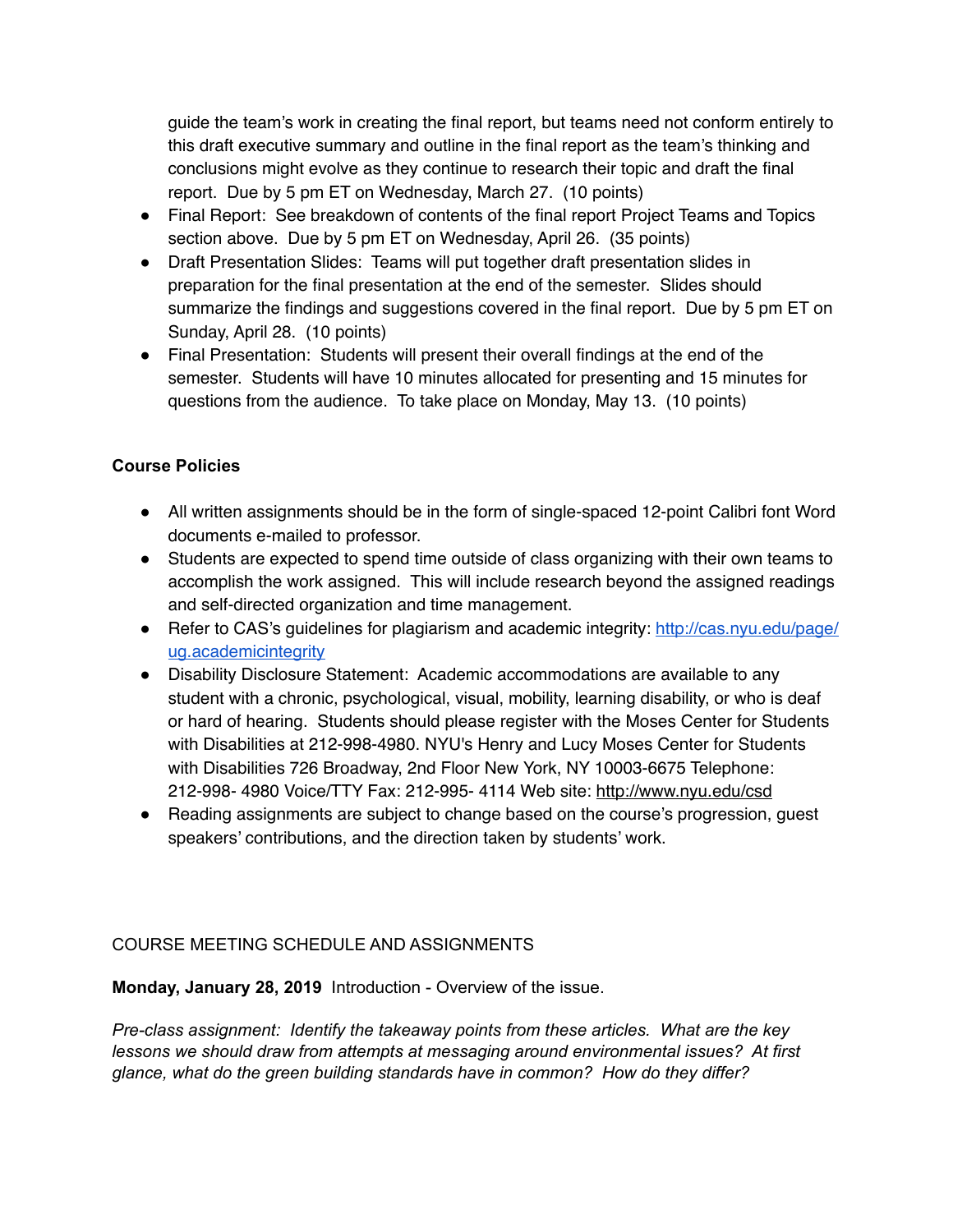guide the team's work in creating the final report, but teams need not conform entirely to this draft executive summary and outline in the final report as the team's thinking and conclusions might evolve as they continue to research their topic and draft the final report. Due by 5 pm ET on Wednesday, March 27. (10 points)

- Final Report: See breakdown of contents of the final report Project Teams and Topics section above. Due by 5 pm ET on Wednesday, April 26. (35 points)
- Draft Presentation Slides: Teams will put together draft presentation slides in preparation for the final presentation at the end of the semester. Slides should summarize the findings and suggestions covered in the final report. Due by 5 pm ET on Sunday, April 28. (10 points)
- Final Presentation: Students will present their overall findings at the end of the semester. Students will have 10 minutes allocated for presenting and 15 minutes for questions from the audience. To take place on Monday, May 13. (10 points)

**Course Policies**

- All written assignments should be in the form of single-spaced 12-point Calibri font Word documents e-mailed to professor.
- Students are expected to spend time outside of class organizing with their own teams to accomplish the work assigned. This will include research beyond the assigned readings and self-directed organization and time management.
- Refer to CAS's guidelines for plagiarism and academic integrity: [http://cas.nyu.edu/page/ug.academicintegrity](http://cas.nyu.edu/page/ug.academicintegrity)
- Disability Disclosure Statement: Academic accommodations are available to any student with a chronic, psychological, visual, mobility, learning disability, or who is deaf or hard of hearing. Students should please register with the Moses Center for Students with Disabilities at 212-998-4980. NYU's Henry and Lucy Moses Center for Students with Disabilities 726 Broadway, 2nd Floor New York, NY 10003-6675 Telephone: 212-998- 4980 Voice/TTY Fax: 212-995- 4114 Web site: [http://www.nyu.edu/csd](http://www.nyu.edu/csd)
- Reading assignments are subject to change based on the course's progression, guest speakers' contributions, and the direction taken by students' work.

COURSE MEETING SCHEDULE AND ASSIGNMENTS

**Monday, January 28, 2019** Introduction - Overview of the issue.

*Pre-class assignment: Identify the takeaway points from these articles. What are the key lessons we should draw from attempts at messaging around environmental issues? At first glance, what do the green building standards have in common? How do they differ?*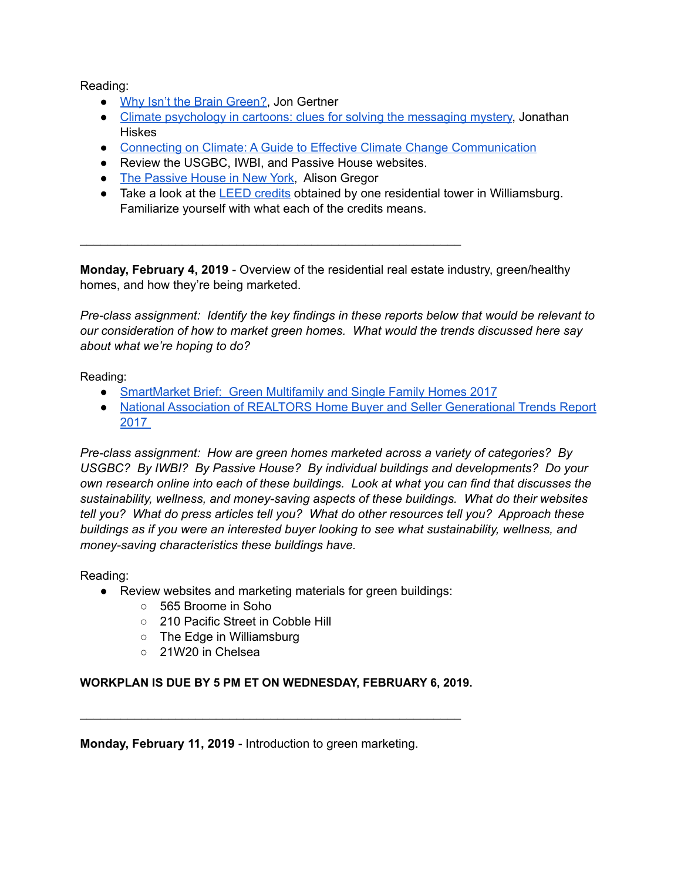Reading:

- Why Isn't the Brain Green?, Jon Gertner
- Climate psychology in cartoons: clues for solving the messaging mystery, Jonathan Hiskes
- Connecting on Climate: A Guide to Effective Climate Change Communication
- Review the USGBC, IWBI, and Passive House websites.
- The Passive House in New York, Alison Gregor
- Take a look at the LEED credits obtained by one residential tower in Williamsburg. Familiarize yourself with what each of the credits means.

---

**Monday, February 4, 2019** - Overview of the residential real estate industry, green/healthy homes, and how they're being marketed.

*Pre-class assignment: Identify the key findings in these reports below that would be relevant to our consideration of how to market green homes. What would the trends discussed here say about what we're hoping to do?*

Reading:

- SmartMarket Brief: Green Multifamily and Single Family Homes 2017
- National Association of REALTORS Home Buyer and Seller Generational Trends Report 2017

*Pre-class assignment: How are green homes marketed across a variety of categories? By USGBC? By IWBI? By Passive House? By individual buildings and developments? Do your own research online into each of these buildings. Look at what you can find that discusses the sustainability, wellness, and money-saving aspects of these buildings. What do their websites tell you? What do press articles tell you? What do other resources tell you? Approach these buildings as if you were an interested buyer looking to see what sustainability, wellness, and money-saving characteristics these buildings have.*

Reading:

- Review websites and marketing materials for green buildings:
  - 565 Broome in Soho
  - 210 Pacific Street in Cobble Hill
  - The Edge in Williamsburg
  - 21W20 in Chelsea

**WORKPLAN IS DUE BY 5 PM ET ON WEDNESDAY, FEBRUARY 6, 2019.**

---

**Monday, February 11, 2019** - Introduction to green marketing.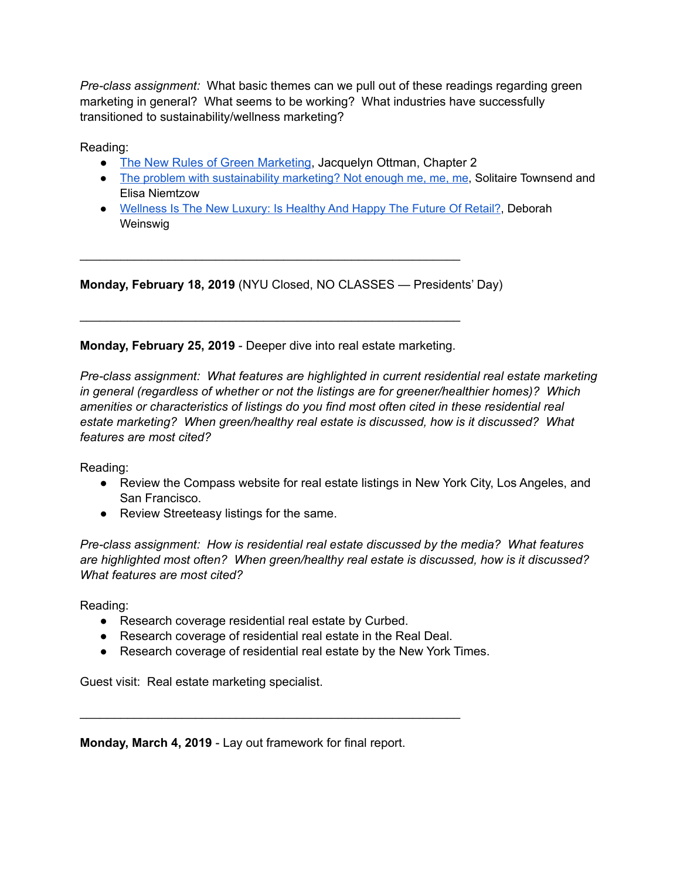*Pre-class assignment:* What basic themes can we pull out of these readings regarding green marketing in general? What seems to be working? What industries have successfully transitioned to sustainability/wellness marketing?

Reading:

- The New Rules of Green Marketing, Jacquelyn Ottman, Chapter 2
- The problem with sustainability marketing? Not enough me, me, me, Solitaire Townsend and Elisa Niemtzow
- Wellness Is The New Luxury: Is Healthy And Happy The Future Of Retail?, Deborah Weinswig

---

**Monday, February 18, 2019** (NYU Closed, NO CLASSES — Presidents' Day)

---

**Monday, February 25, 2019** - Deeper dive into real estate marketing.

*Pre-class assignment: What features are highlighted in current residential real estate marketing in general (regardless of whether or not the listings are for greener/healthier homes)? Which amenities or characteristics of listings do you find most often cited in these residential real estate marketing? When green/healthy real estate is discussed, how is it discussed? What features are most cited?*

Reading:

- Review the Compass website for real estate listings in New York City, Los Angeles, and San Francisco.
- Review Streeteasy listings for the same.

*Pre-class assignment: How is residential real estate discussed by the media? What features are highlighted most often? When green/healthy real estate is discussed, how is it discussed? What features are most cited?*

Reading:

- Research coverage residential real estate by Curbed.
- Research coverage of residential real estate in the Real Deal.
- Research coverage of residential real estate by the New York Times.

Guest visit: Real estate marketing specialist.

---

**Monday, March 4, 2019** - Lay out framework for final report.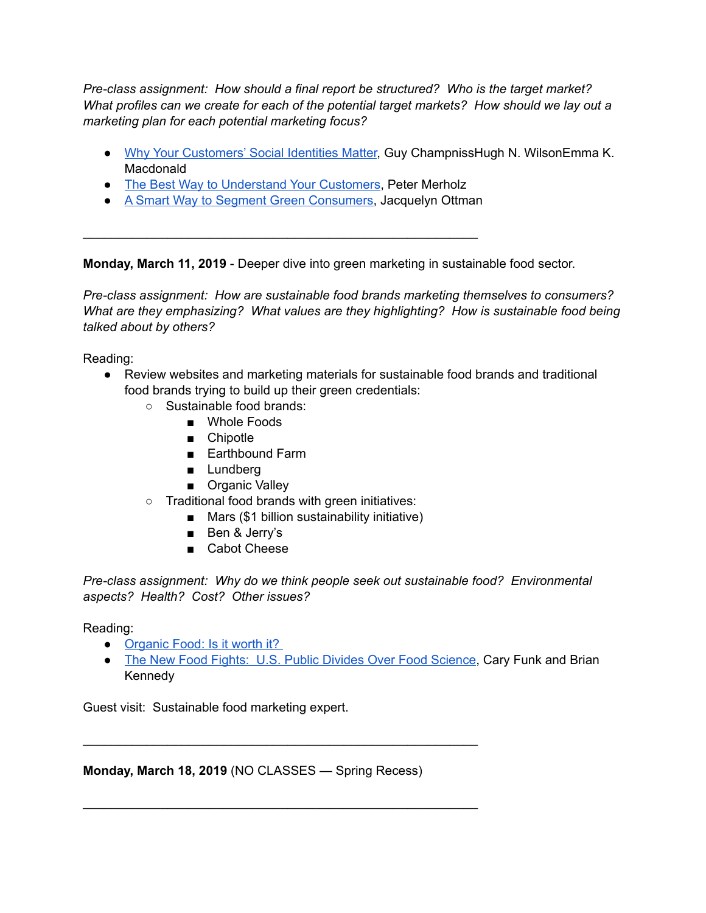*Pre-class assignment: How should a final report be structured? Who is the target market? What profiles can we create for each of the potential target markets? How should we lay out a marketing plan for each potential marketing focus?*

- Why Your Customers' Social Identities Matter, Guy ChampnissHugh N. WilsonEmma K. Macdonald
- The Best Way to Understand Your Customers, Peter Merholz
- A Smart Way to Segment Green Consumers, Jacquelyn Ottman

---

**Monday, March 11, 2019** - Deeper dive into green marketing in sustainable food sector.

*Pre-class assignment: How are sustainable food brands marketing themselves to consumers? What are they emphasizing? What values are they highlighting? How is sustainable food being talked about by others?*

Reading:

- Review websites and marketing materials for sustainable food brands and traditional food brands trying to build up their green credentials:
  - Sustainable food brands:
    - Whole Foods
    - Chipotle
    - Earthbound Farm
    - Lundberg
    - Organic Valley
  - Traditional food brands with green initiatives:
    - Mars ($1 billion sustainability initiative)
    - Ben & Jerry's
    - Cabot Cheese

*Pre-class assignment: Why do we think people seek out sustainable food? Environmental aspects? Health? Cost? Other issues?*

Reading:

- Organic Food: Is it worth it?
- The New Food Fights: U.S. Public Divides Over Food Science, Cary Funk and Brian Kennedy

Guest visit: Sustainable food marketing expert.

---

**Monday, March 18, 2019** (NO CLASSES — Spring Recess)

---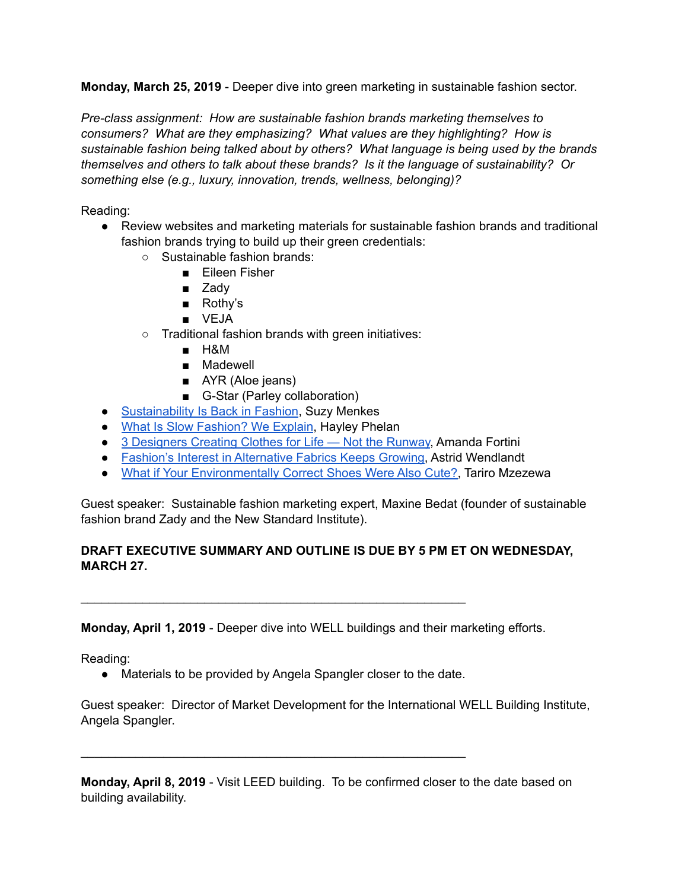**Monday, March 25, 2019** - Deeper dive into green marketing in sustainable fashion sector.

*Pre-class assignment: How are sustainable fashion brands marketing themselves to consumers? What are they emphasizing? What values are they highlighting? How is sustainable fashion being talked about by others? What language is being used by the brands themselves and others to talk about these brands? Is it the language of sustainability? Or something else (e.g., luxury, innovation, trends, wellness, belonging)?*

Reading:

- Review websites and marketing materials for sustainable fashion brands and traditional fashion brands trying to build up their green credentials:
  - Sustainable fashion brands:
    - Eileen Fisher
    - Zady
    - Rothy's
    - VEJA
  - Traditional fashion brands with green initiatives:
    - H&M
    - Madewell
    - AYR (Aloe jeans)
    - G-Star (Parley collaboration)
- Sustainability Is Back in Fashion, Suzy Menkes
- What Is Slow Fashion? We Explain, Hayley Phelan
- 3 Designers Creating Clothes for Life — Not the Runway, Amanda Fortini
- Fashion's Interest in Alternative Fabrics Keeps Growing, Astrid Wendlandt
- What if Your Environmentally Correct Shoes Were Also Cute?, Tariro Mzezewa

Guest speaker: Sustainable fashion marketing expert, Maxine Bedat (founder of sustainable fashion brand Zady and the New Standard Institute).

**DRAFT EXECUTIVE SUMMARY AND OUTLINE IS DUE BY 5 PM ET ON WEDNESDAY, MARCH 27.**

---

**Monday, April 1, 2019** - Deeper dive into WELL buildings and their marketing efforts.

Reading:

- Materials to be provided by Angela Spangler closer to the date.

Guest speaker: Director of Market Development for the International WELL Building Institute, Angela Spangler.

---

**Monday, April 8, 2019** - Visit LEED building. To be confirmed closer to the date based on building availability.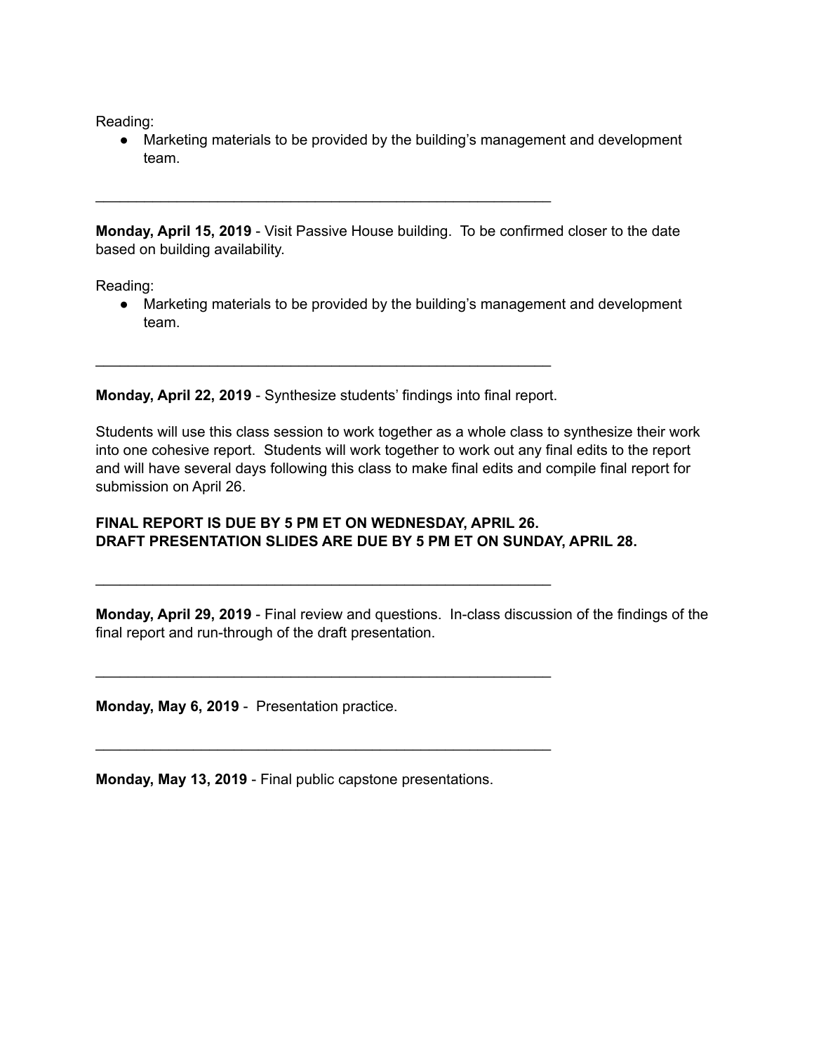Reading:

- Marketing materials to be provided by the building's management and development team.

---

**Monday, April 15, 2019** - Visit Passive House building. To be confirmed closer to the date based on building availability.

Reading:

- Marketing materials to be provided by the building's management and development team.

---

**Monday, April 22, 2019** - Synthesize students' findings into final report.

Students will use this class session to work together as a whole class to synthesize their work into one cohesive report. Students will work together to work out any final edits to the report and will have several days following this class to make final edits and compile final report for submission on April 26.

**FINAL REPORT IS DUE BY 5 PM ET ON WEDNESDAY, APRIL 26.**
**DRAFT PRESENTATION SLIDES ARE DUE BY 5 PM ET ON SUNDAY, APRIL 28.**

---

**Monday, April 29, 2019** - Final review and questions. In-class discussion of the findings of the final report and run-through of the draft presentation.

---

**Monday, May 6, 2019** - Presentation practice.

---

**Monday, May 13, 2019** - Final public capstone presentations.